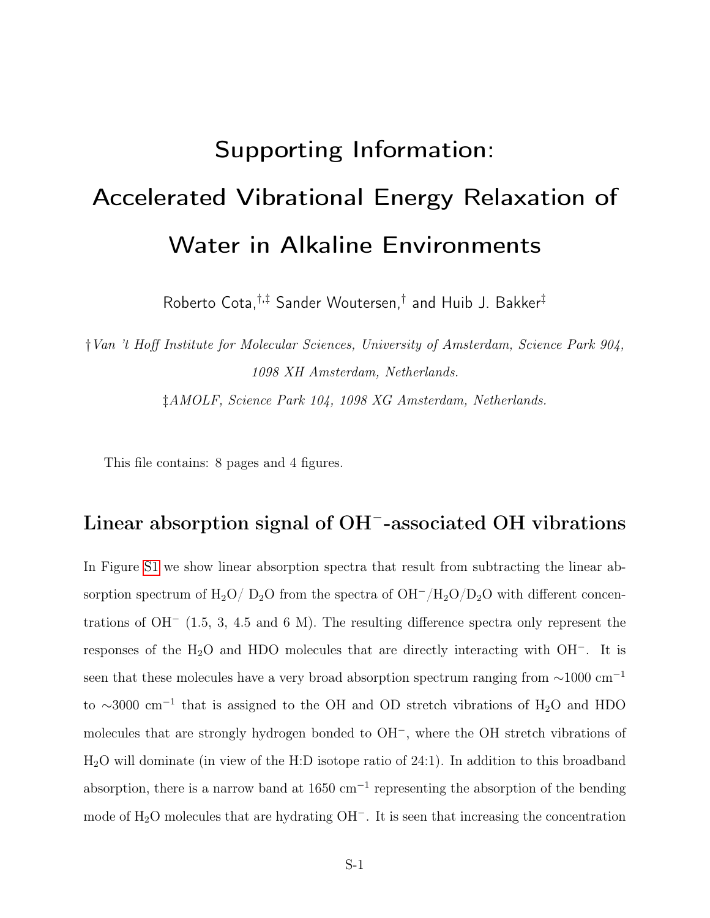# Supporting Information: Accelerated Vibrational Energy Relaxation of Water in Alkaline Environments

Roberto Cota,[†,‡] Sander Woutersen,[†] and Huib J. Bakker[‡]

[†] *Van 't Hoff Institute for Molecular Sciences, University of Amsterdam, Science Park 904, 1098 XH Amsterdam, Netherlands.*

[‡] *AMOLF, Science Park 104, 1098 XG Amsterdam, Netherlands.*

This file contains: 8 pages and 4 figures.

## Linear absorption signal of $OH^-$-associated OH vibrations

In Figure S1 we show linear absorption spectra that result from subtracting the linear absorption spectrum of $H_2O$/ $D_2O$ from the spectra of $OH^-$/$H_2O$/$D_2O$ with different concentrations of $OH^-$ (1.5, 3, 4.5 and 6 M). The resulting difference spectra only represent the responses of the $H_2O$ and HDO molecules that are directly interacting with $OH^-$. It is seen that these molecules have a very broad absorption spectrum ranging from ~1000 $cm^{-1}$ to ~3000 $cm^{-1}$ that is assigned to the OH and OD stretch vibrations of $H_2O$ and HDO molecules that are strongly hydrogen bonded to $OH^-$, where the OH stretch vibrations of $H_2O$ will dominate (in view of the H:D isotope ratio of 24:1). In addition to this broadband absorption, there is a narrow band at 1650 $cm^{-1}$ representing the absorption of the bending mode of $H_2O$ molecules that are hydrating $OH^-$. It is seen that increasing the concentration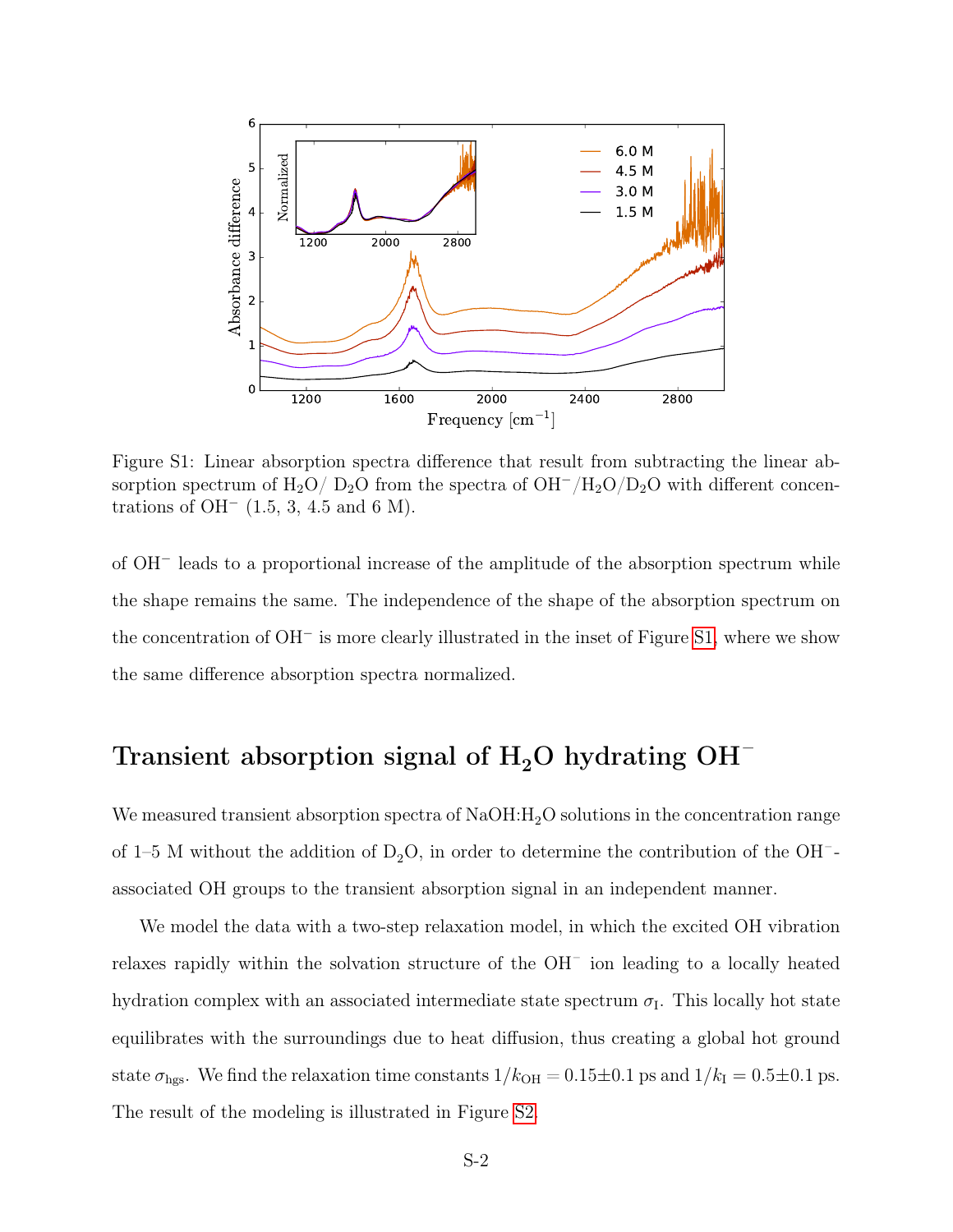Figure S1: Linear absorption spectra difference that result from subtracting the linear absorption spectrum of $H_2O$/ $D_2O$ from the spectra of $OH^-$/$H_2O$/$D_2O$ with different concentrations of $OH^-$ (1.5, 3, 4.5 and 6 M).

of $OH^-$ leads to a proportional increase of the amplitude of the absorption spectrum while the shape remains the same. The independence of the shape of the absorption spectrum on the concentration of $OH^-$ is more clearly illustrated in the inset of Figure S1, where we show the same difference absorption spectra normalized.

## Transient absorption signal of $H_2O$ hydrating $OH^-$

We measured transient absorption spectra of NaOH:$H_2O$ solutions in the concentration range of 1–5 M without the addition of $D_2O$, in order to determine the contribution of the $OH^-$-associated OH groups to the transient absorption signal in an independent manner.

We model the data with a two-step relaxation model, in which the excited OH vibration relaxes rapidly within the solvation structure of the $OH^-$ ion leading to a locally heated hydration complex with an associated intermediate state spectrum $\sigma_I$. This locally hot state equilibrates with the surroundings due to heat diffusion, thus creating a global hot ground state $\sigma_{hgs}$. We find the relaxation time constants $1/k_{OH} = 0.15 \pm 0.1$ ps and $1/k_I = 0.5 \pm 0.1$ ps. The result of the modeling is illustrated in Figure S2.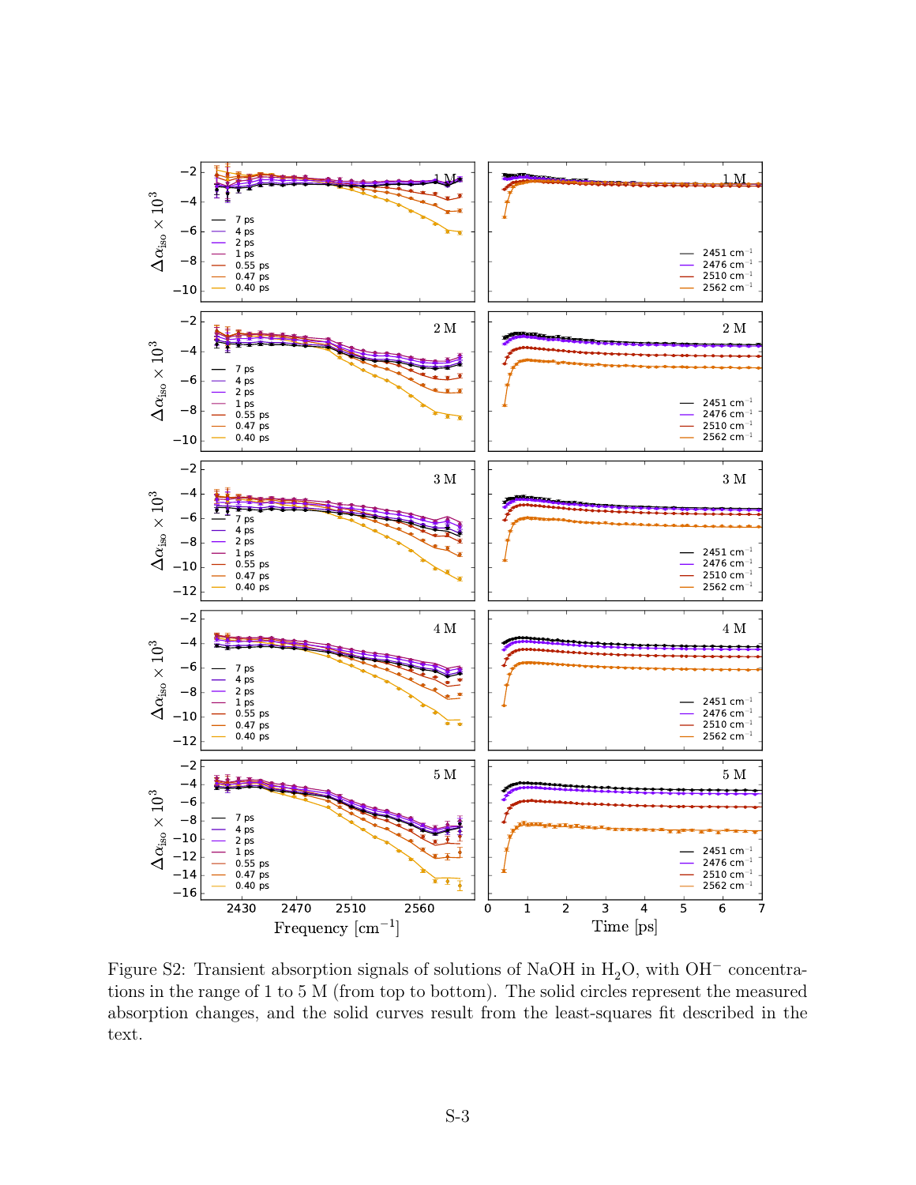Figure S2: Transient absorption signals of solutions of NaOH in $H_2O$, with $OH^-$ concentrations in the range of 1 to 5 M (from top to bottom). The solid circles represent the measured absorption changes, and the solid curves result from the least-squares fit described in the text.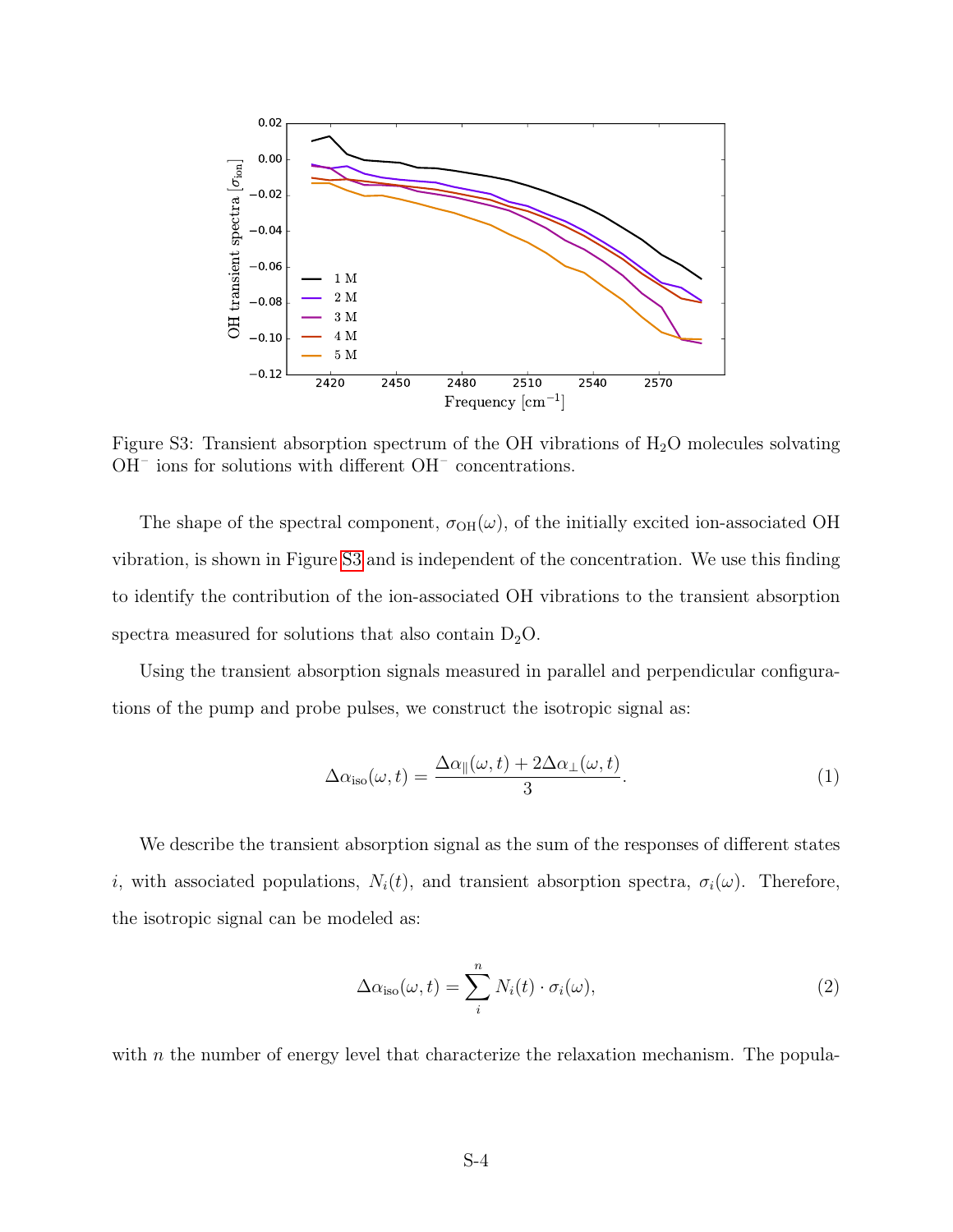Figure S3: Transient absorption spectrum of the OH vibrations of $H_2O$ molecules solvating $OH^-$ ions for solutions with different $OH^-$ concentrations.

The shape of the spectral component, $\sigma_{\mathrm{OH}}(\omega)$, of the initially excited ion-associated OH vibration, is shown in Figure S3 and is independent of the concentration. We use this finding to identify the contribution of the ion-associated OH vibrations to the transient absorption spectra measured for solutions that also contain $D_2O$.

Using the transient absorption signals measured in parallel and perpendicular configurations of the pump and probe pulses, we construct the isotropic signal as:

$$\Delta\alpha_{\mathrm{iso}}(\omega, t) = \frac{\Delta\alpha_{\parallel}(\omega, t) + 2\Delta\alpha_{\perp}(\omega, t)}{3}. \tag{1}$$

We describe the transient absorption signal as the sum of the responses of different states $i$, with associated populations, $N_i(t)$, and transient absorption spectra, $\sigma_i(\omega)$. Therefore, the isotropic signal can be modeled as:

$$\Delta\alpha_{\mathrm{iso}}(\omega, t) = \sum_{i}^{n} N_i(t) \cdot \sigma_i(\omega), \tag{2}$$

with $n$ the number of energy level that characterize the relaxation mechanism. The popula-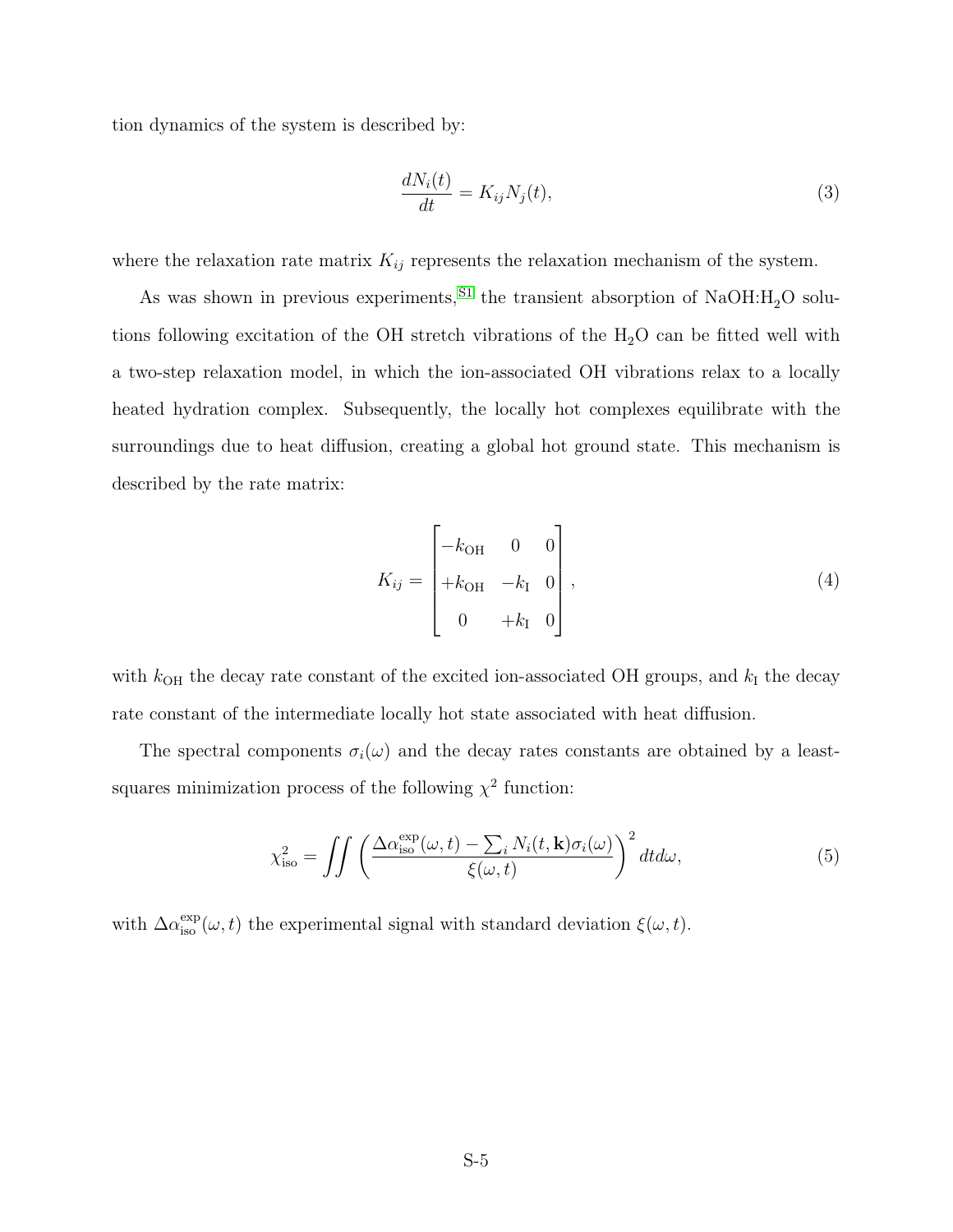tion dynamics of the system is described by:

$$\frac{dN_i(t)}{dt} = K_{ij}N_j(t), \tag{3}$$

where the relaxation rate matrix $K_{ij}$ represents the relaxation mechanism of the system.

As was shown in previous experiments,[S1] the transient absorption of NaOH:$H_2O$ solutions following excitation of the OH stretch vibrations of the $H_2O$ can be fitted well with a two-step relaxation model, in which the ion-associated OH vibrations relax to a locally heated hydration complex. Subsequently, the locally hot complexes equilibrate with the surroundings due to heat diffusion, creating a global hot ground state. This mechanism is described by the rate matrix:

$$K_{ij} = \begin{bmatrix} -k_{\mathrm{OH}} & 0 & 0 \\ +k_{\mathrm{OH}} & -k_{\mathrm{I}} & 0 \\ 0 & +k_{\mathrm{I}} & 0 \end{bmatrix}, \tag{4}$$

with $k_{\mathrm{OH}}$ the decay rate constant of the excited ion-associated OH groups, and $k_{\mathrm{I}}$ the decay rate constant of the intermediate locally hot state associated with heat diffusion.

The spectral components $\sigma_i(\omega)$ and the decay rates constants are obtained by a least-squares minimization process of the following $\chi^2$ function:

$$\chi^2_{\mathrm{iso}} = \iint \left( \frac{\Delta\alpha^{\mathrm{exp}}_{\mathrm{iso}}(\omega, t) - \sum_i N_i(t, \mathbf{k})\sigma_i(\omega)}{\xi(\omega, t)} \right)^2 dt d\omega, \tag{5}$$

with $\Delta\alpha^{\mathrm{exp}}_{\mathrm{iso}}(\omega, t)$ the experimental signal with standard deviation $\xi(\omega, t)$.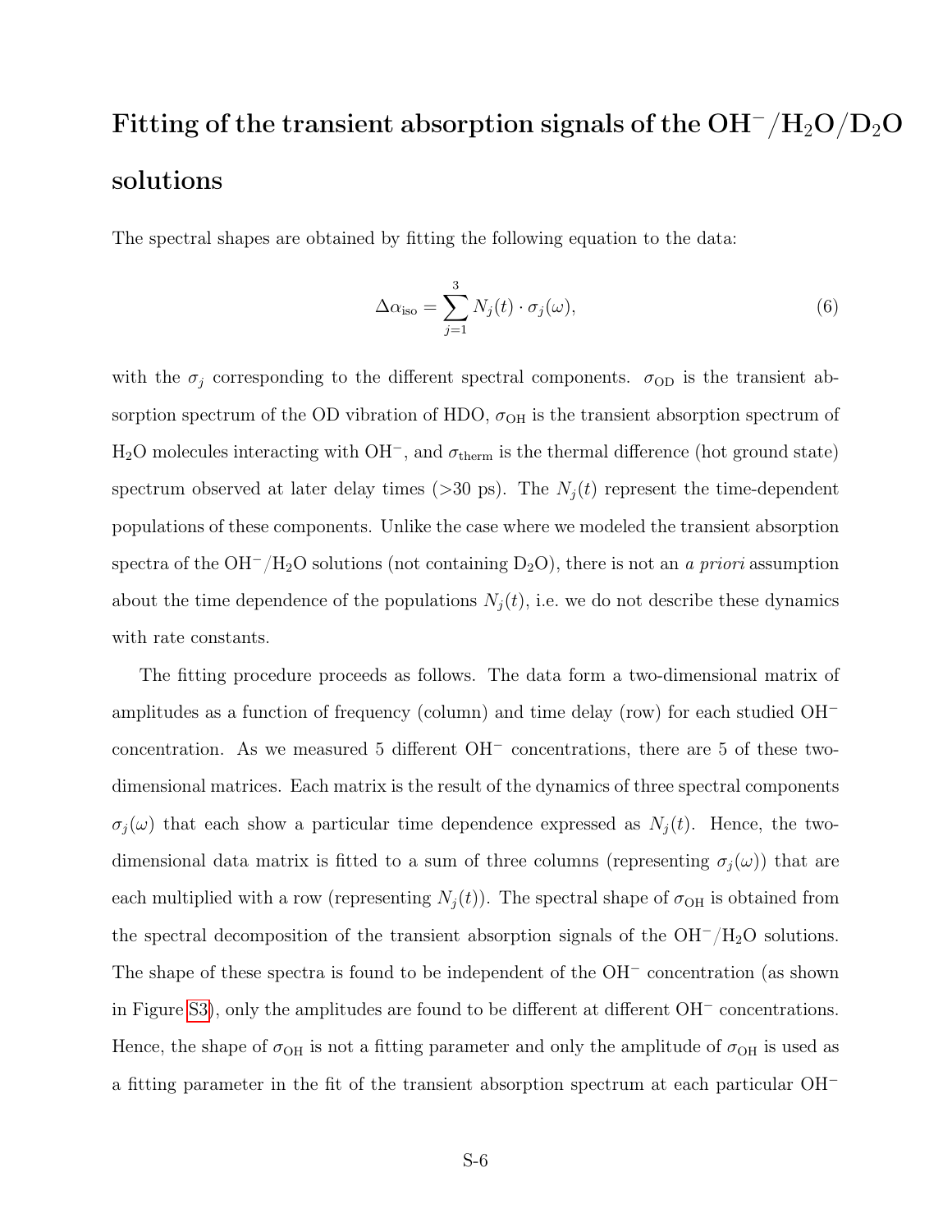## Fitting of the transient absorption signals of the $OH^-/H_2O/D_2O$ solutions

The spectral shapes are obtained by fitting the following equation to the data:

$$\Delta\alpha_{\mathrm{iso}} = \sum_{j=1}^{3} N_j(t) \cdot \sigma_j(\omega), \tag{6}$$

with the $\sigma_j$ corresponding to the different spectral components. $\sigma_{\mathrm{OD}}$ is the transient absorption spectrum of the OD vibration of HDO, $\sigma_{\mathrm{OH}}$ is the transient absorption spectrum of $H_2O$ molecules interacting with $OH^-$, and $\sigma_{\mathrm{therm}}$ is the thermal difference (hot ground state) spectrum observed at later delay times (>30 ps). The $N_j(t)$ represent the time-dependent populations of these components. Unlike the case where we modeled the transient absorption spectra of the $OH^-/H_2O$ solutions (not containing $D_2O$), there is not an *a priori* assumption about the time dependence of the populations $N_j(t)$, i.e. we do not describe these dynamics with rate constants.

The fitting procedure proceeds as follows. The data form a two-dimensional matrix of amplitudes as a function of frequency (column) and time delay (row) for each studied $OH^-$ concentration. As we measured 5 different $OH^-$ concentrations, there are 5 of these two-dimensional matrices. Each matrix is the result of the dynamics of three spectral components $\sigma_j(\omega)$ that each show a particular time dependence expressed as $N_j(t)$. Hence, the two-dimensional data matrix is fitted to a sum of three columns (representing $\sigma_j(\omega)$) that are each multiplied with a row (representing $N_j(t)$). The spectral shape of $\sigma_{\mathrm{OH}}$ is obtained from the spectral decomposition of the transient absorption signals of the $OH^-/H_2O$ solutions. The shape of these spectra is found to be independent of the $OH^-$ concentration (as shown in Figure S3), only the amplitudes are found to be different at different $OH^-$ concentrations. Hence, the shape of $\sigma_{\mathrm{OH}}$ is not a fitting parameter and only the amplitude of $\sigma_{\mathrm{OH}}$ is used as a fitting parameter in the fit of the transient absorption spectrum at each particular $OH^-$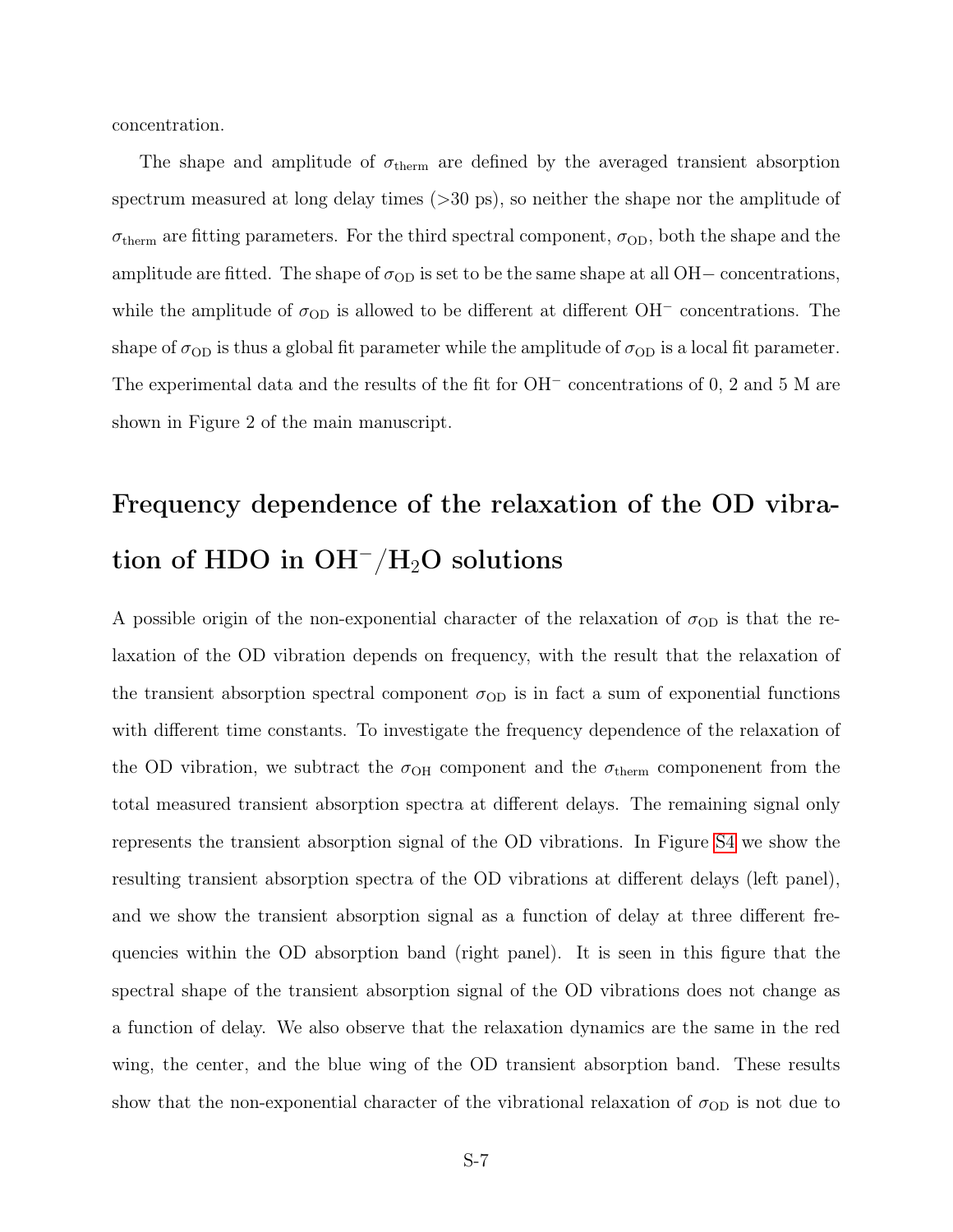concentration.

The shape and amplitude of $\sigma_{\text{therm}}$ are defined by the averaged transient absorption spectrum measured at long delay times (>30 ps), so neither the shape nor the amplitude of $\sigma_{\text{therm}}$ are fitting parameters. For the third spectral component, $\sigma_{\text{OD}}$, both the shape and the amplitude are fitted. The shape of $\sigma_{\text{OD}}$ is set to be the same shape at all OH− concentrations, while the amplitude of $\sigma_{\text{OD}}$ is allowed to be different at different $OH^-$ concentrations. The shape of $\sigma_{\text{OD}}$ is thus a global fit parameter while the amplitude of $\sigma_{\text{OD}}$ is a local fit parameter. The experimental data and the results of the fit for $OH^-$ concentrations of 0, 2 and 5 M are shown in Figure 2 of the main manuscript.

## Frequency dependence of the relaxation of the OD vibration of HDO in $OH^-/H_2O$ solutions

A possible origin of the non-exponential character of the relaxation of $\sigma_{\text{OD}}$ is that the relaxation of the OD vibration depends on frequency, with the result that the relaxation of the transient absorption spectral component $\sigma_{\text{OD}}$ is in fact a sum of exponential functions with different time constants. To investigate the frequency dependence of the relaxation of the OD vibration, we subtract the $\sigma_{\text{OH}}$ component and the $\sigma_{\text{therm}}$ componenent from the total measured transient absorption spectra at different delays. The remaining signal only represents the transient absorption signal of the OD vibrations. In Figure S4 we show the resulting transient absorption spectra of the OD vibrations at different delays (left panel), and we show the transient absorption signal as a function of delay at three different frequencies within the OD absorption band (right panel). It is seen in this figure that the spectral shape of the transient absorption signal of the OD vibrations does not change as a function of delay. We also observe that the relaxation dynamics are the same in the red wing, the center, and the blue wing of the OD transient absorption band. These results show that the non-exponential character of the vibrational relaxation of $\sigma_{\text{OD}}$ is not due to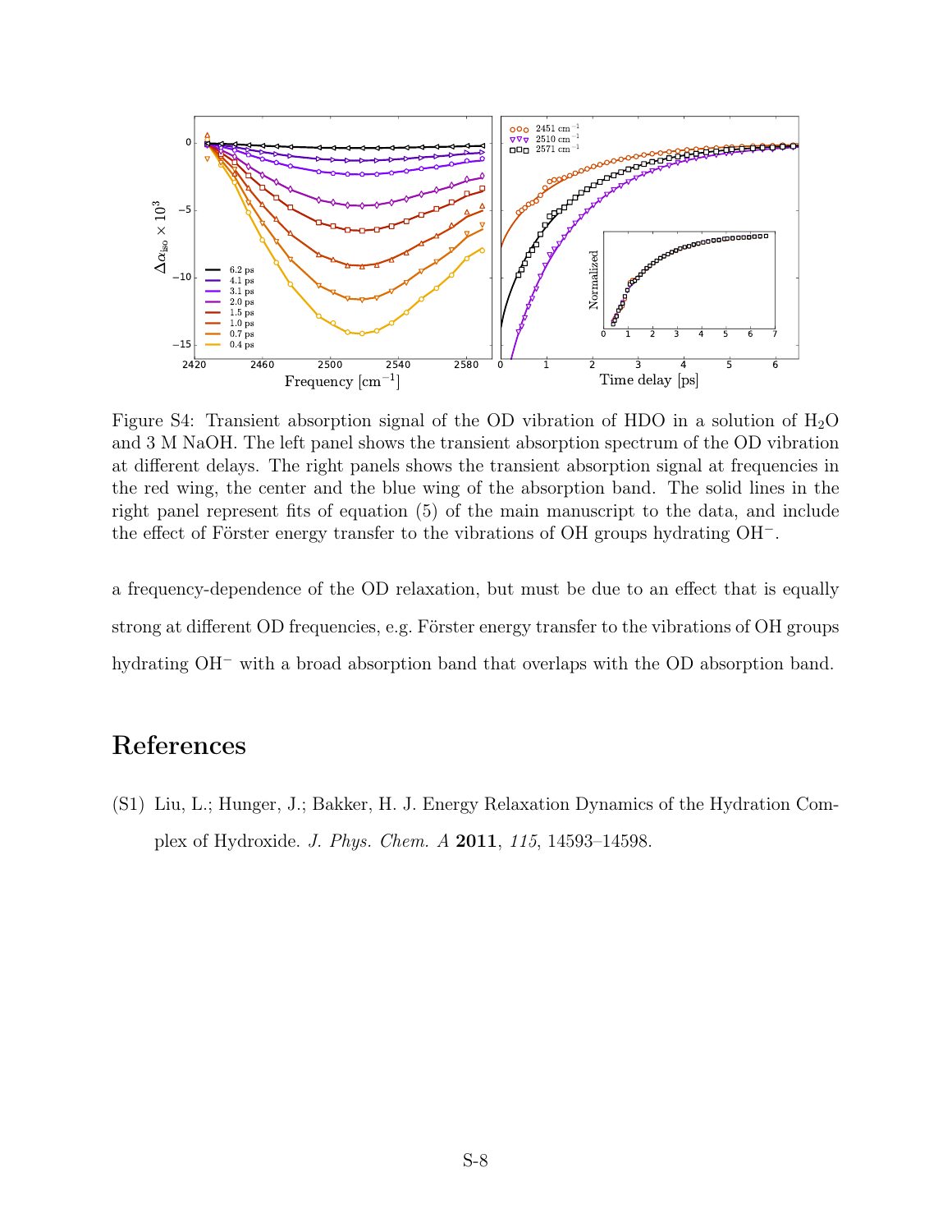0
−5
−10
−15
2420
2460
2500
2540
2580
Frequency [cm$^{-1}$]
$\Delta\alpha_{iso} \times 10^3$
6.2 ps
4.1 ps
3.1 ps
2.0 ps
1.5 ps
1.0 ps
0.7 ps
0.4 ps

2451 cm$^{-1}$
2510 cm$^{-1}$
2571 cm$^{-1}$
0
1
2
3
4
5
6
Time delay [ps]
Normalized
0
1
2
3
4
5
6
7

Figure S4: Transient absorption signal of the OD vibration of HDO in a solution of $H_2O$ and 3 M NaOH. The left panel shows the transient absorption spectrum of the OD vibration at different delays. The right panels shows the transient absorption signal at frequencies in the red wing, the center and the blue wing of the absorption band. The solid lines in the right panel represent fits of equation (5) of the main manuscript to the data, and include the effect of Förster energy transfer to the vibrations of OH groups hydrating $OH^-$.

a frequency-dependence of the OD relaxation, but must be due to an effect that is equally strong at different OD frequencies, e.g. Förster energy transfer to the vibrations of OH groups hydrating $OH^-$ with a broad absorption band that overlaps with the OD absorption band.

# References

(S1) Liu, L.; Hunger, J.; Bakker, H. J. Energy Relaxation Dynamics of the Hydration Complex of Hydroxide. *J. Phys. Chem. A* **2011**, *115*, 14593–14598.